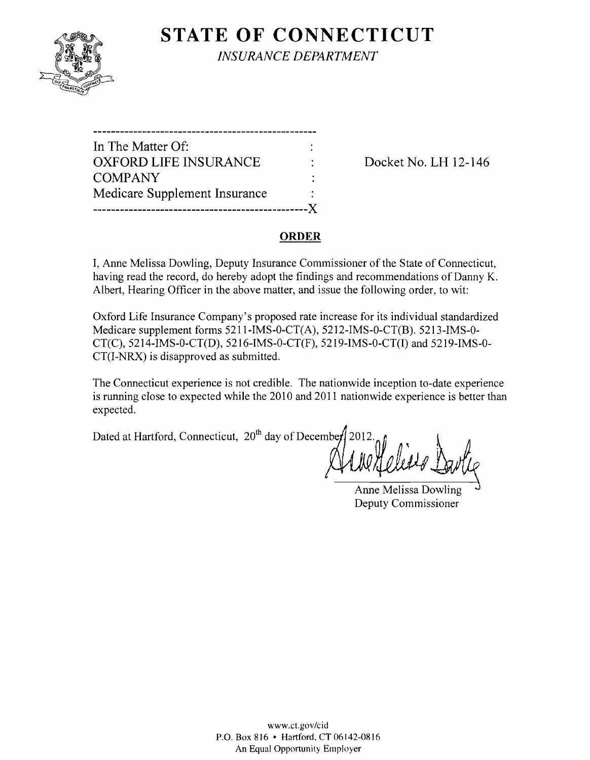# STATE OF CONNECTICUT

*INSURANCE DEPARTMENT*

---

In The Matter Of: :
OXFORD LIFE INSURANCE : Docket No. LH 12-146
COMPANY :
Medicare Supplement Insurance :

---X

## ORDER

I, Anne Melissa Dowling, Deputy Insurance Commissioner of the State of Connecticut, having read the record, do hereby adopt the findings and recommendations of Danny K. Albert, Hearing Officer in the above matter, and issue the following order, to wit:

Oxford Life Insurance Company's proposed rate increase for its individual standardized Medicare supplement forms 5211-IMS-0-CT(A), 5212-IMS-0-CT(B). 5213-IMS-0-CT(C), 5214-IMS-0-CT(D), 5216-IMS-0-CT(F), 5219-IMS-0-CT(I) and 5219-IMS-0-CT(I-NRX) is disapproved as submitted.

The Connecticut experience is not credible. The nationwide inception to-date experience is running close to expected while the 2010 and 2011 nationwide experience is better than expected.

Dated at Hartford, Connecticut, 20th day of December 2012.

Anne Melissa Dowling
Deputy Commissioner

www.ct.gov/cid
P.O. Box 816 • Hartford, CT 06142-0816
An Equal Opportunity Employer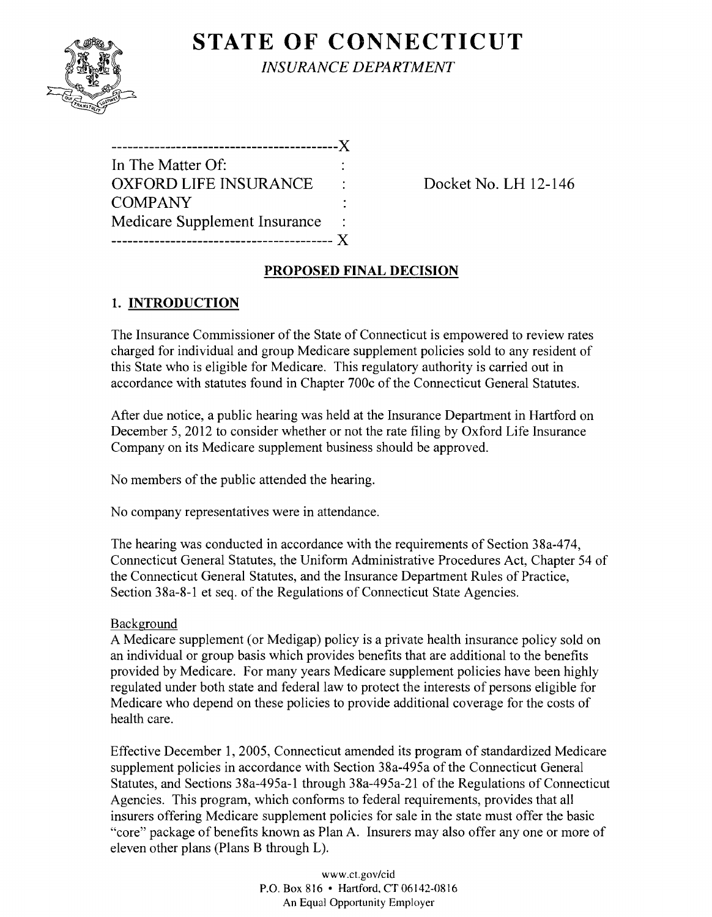# STATE OF CONNECTICUT

*INSURANCE DEPARTMENT*

```
-----------------------------------------X
In The Matter Of:                         :
OXFORD LIFE INSURANCE                     :        Docket No. LH 12-146
COMPANY                                   :
Medicare Supplement Insurance             :
----------------------------------------- X
```

## PROPOSED FINAL DECISION

### 1. INTRODUCTION

The Insurance Commissioner of the State of Connecticut is empowered to review rates charged for individual and group Medicare supplement policies sold to any resident of this State who is eligible for Medicare. This regulatory authority is carried out in accordance with statutes found in Chapter 700c of the Connecticut General Statutes.

After due notice, a public hearing was held at the Insurance Department in Hartford on December 5, 2012 to consider whether or not the rate filing by Oxford Life Insurance Company on its Medicare supplement business should be approved.

No members of the public attended the hearing.

No company representatives were in attendance.

The hearing was conducted in accordance with the requirements of Section 38a-474, Connecticut General Statutes, the Uniform Administrative Procedures Act, Chapter 54 of the Connecticut General Statutes, and the Insurance Department Rules of Practice, Section 38a-8-1 et seq. of the Regulations of Connecticut State Agencies.

Background

A Medicare supplement (or Medigap) policy is a private health insurance policy sold on an individual or group basis which provides benefits that are additional to the benefits provided by Medicare. For many years Medicare supplement policies have been highly regulated under both state and federal law to protect the interests of persons eligible for Medicare who depend on these policies to provide additional coverage for the costs of health care.

Effective December 1, 2005, Connecticut amended its program of standardized Medicare supplement policies in accordance with Section 38a-495a of the Connecticut General Statutes, and Sections 38a-495a-1 through 38a-495a-21 of the Regulations of Connecticut Agencies. This program, which conforms to federal requirements, provides that all insurers offering Medicare supplement policies for sale in the state must offer the basic "core" package of benefits known as Plan A. Insurers may also offer any one or more of eleven other plans (Plans B through L).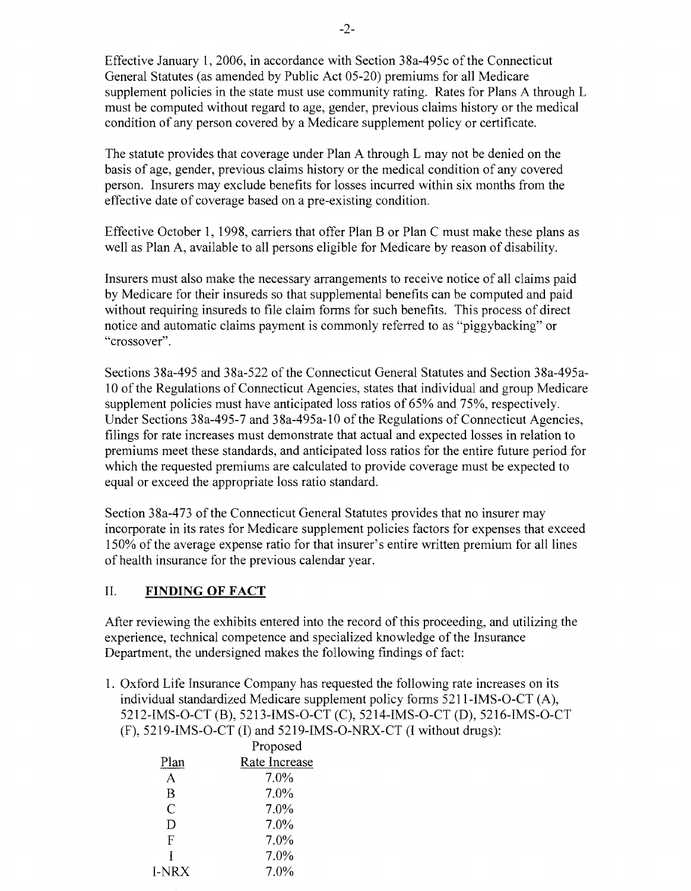Effective January 1, 2006, in accordance with Section 38a-495c of the Connecticut General Statutes (as amended by Public Act 05-20) premiums for all Medicare supplement policies in the state must use community rating. Rates for Plans A through L must be computed without regard to age, gender, previous claims history or the medical condition of any person covered by a Medicare supplement policy or certificate.

The statute provides that coverage under Plan A through L may not be denied on the basis of age, gender, previous claims history or the medical condition of any covered person. Insurers may exclude benefits for losses incurred within six months from the effective date of coverage based on a pre-existing condition.

Effective October 1, 1998, carriers that offer Plan B or Plan C must make these plans as well as Plan A, available to all persons eligible for Medicare by reason of disability.

Insurers must also make the necessary arrangements to receive notice of all claims paid by Medicare for their insureds so that supplemental benefits can be computed and paid without requiring insureds to file claim forms for such benefits. This process of direct notice and automatic claims payment is commonly referred to as "piggybacking" or "crossover".

Sections 38a-495 and 38a-522 of the Connecticut General Statutes and Section 38a-495a-10 of the Regulations of Connecticut Agencies, states that individual and group Medicare supplement policies must have anticipated loss ratios of 65% and 75%, respectively. Under Sections 38a-495-7 and 38a-495a-10 of the Regulations of Connecticut Agencies, filings for rate increases must demonstrate that actual and expected losses in relation to premiums meet these standards, and anticipated loss ratios for the entire future period for which the requested premiums are calculated to provide coverage must be expected to equal or exceed the appropriate loss ratio standard.

Section 38a-473 of the Connecticut General Statutes provides that no insurer may incorporate in its rates for Medicare supplement policies factors for expenses that exceed 150% of the average expense ratio for that insurer's entire written premium for all lines of health insurance for the previous calendar year.

## II. FINDING OF FACT

After reviewing the exhibits entered into the record of this proceeding, and utilizing the experience, technical competence and specialized knowledge of the Insurance Department, the undersigned makes the following findings of fact:

1. Oxford Life Insurance Company has requested the following rate increases on its individual standardized Medicare supplement policy forms 5211-IMS-O-CT (A), 5212-IMS-O-CT (B), 5213-IMS-O-CT (C), 5214-IMS-O-CT (D), 5216-IMS-O-CT (F), 5219-IMS-O-CT (I) and 5219-IMS-O-NRX-CT (I without drugs):

| Plan | Proposed Rate Increase |
|---|---|
| A | 7.0% |
| B | 7.0% |
| C | 7.0% |
| D | 7.0% |
| F | 7.0% |
| I | 7.0% |
| I-NRX | 7.0% |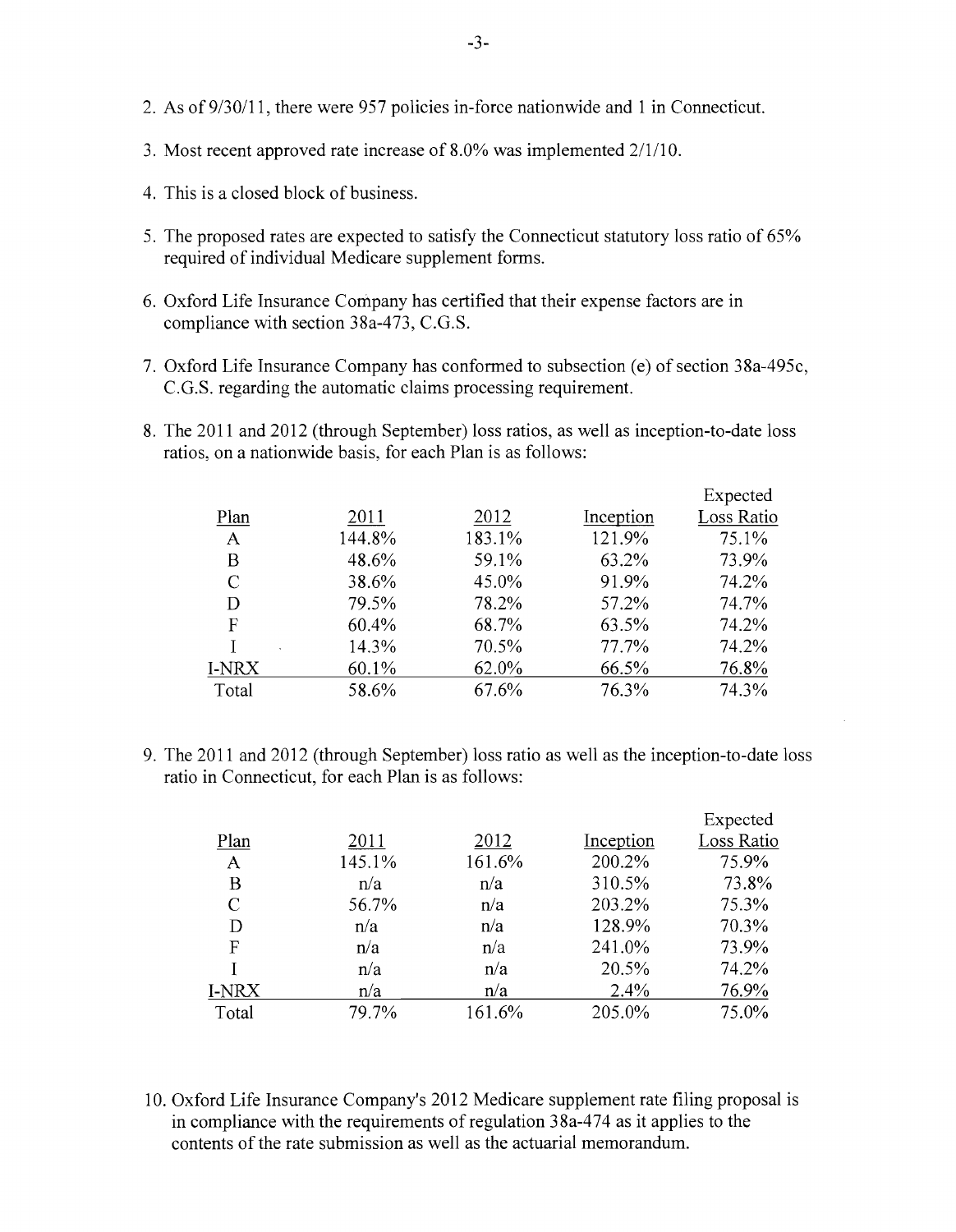2. As of 9/30/11, there were 957 policies in-force nationwide and 1 in Connecticut.

3. Most recent approved rate increase of 8.0% was implemented 2/1/10.

4. This is a closed block of business.

5. The proposed rates are expected to satisfy the Connecticut statutory loss ratio of 65% required of individual Medicare supplement forms.

6. Oxford Life Insurance Company has certified that their expense factors are in compliance with section 38a-473, C.G.S.

7. Oxford Life Insurance Company has conformed to subsection (e) of section 38a-495c, C.G.S. regarding the automatic claims processing requirement.

8. The 2011 and 2012 (through September) loss ratios, as well as inception-to-date loss ratios, on a nationwide basis, for each Plan is as follows:

| Plan | 2011 | 2012 | Inception | Expected Loss Ratio |
|---|---|---|---|---|
| A | 144.8% | 183.1% | 121.9% | 75.1% |
| B | 48.6% | 59.1% | 63.2% | 73.9% |
| C | 38.6% | 45.0% | 91.9% | 74.2% |
| D | 79.5% | 78.2% | 57.2% | 74.7% |
| F | 60.4% | 68.7% | 63.5% | 74.2% |
| I | 14.3% | 70.5% | 77.7% | 74.2% |
| I-NRX | 60.1% | 62.0% | 66.5% | 76.8% |
| Total | 58.6% | 67.6% | 76.3% | 74.3% |

9. The 2011 and 2012 (through September) loss ratio as well as the inception-to-date loss ratio in Connecticut, for each Plan is as follows:

| Plan | 2011 | 2012 | Inception | Expected Loss Ratio |
|---|---|---|---|---|
| A | 145.1% | 161.6% | 200.2% | 75.9% |
| B | n/a | n/a | 310.5% | 73.8% |
| C | 56.7% | n/a | 203.2% | 75.3% |
| D | n/a | n/a | 128.9% | 70.3% |
| F | n/a | n/a | 241.0% | 73.9% |
| I | n/a | n/a | 20.5% | 74.2% |
| I-NRX | n/a | n/a | 2.4% | 76.9% |
| Total | 79.7% | 161.6% | 205.0% | 75.0% |

10. Oxford Life Insurance Company's 2012 Medicare supplement rate filing proposal is in compliance with the requirements of regulation 38a-474 as it applies to the contents of the rate submission as well as the actuarial memorandum.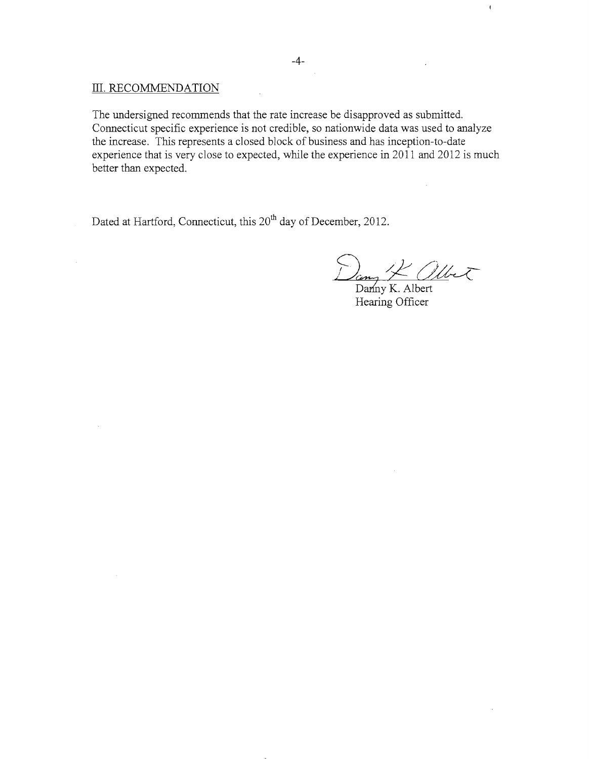## III. RECOMMENDATION

The undersigned recommends that the rate increase be disapproved as submitted. Connecticut specific experience is not credible, so nationwide data was used to analyze the increase. This represents a closed block of business and has inception-to-date experience that is very close to expected, while the experience in 2011 and 2012 is much better than expected.

Dated at Hartford, Connecticut, this 20th day of December, 2012.

Danny K. Albert
Hearing Officer